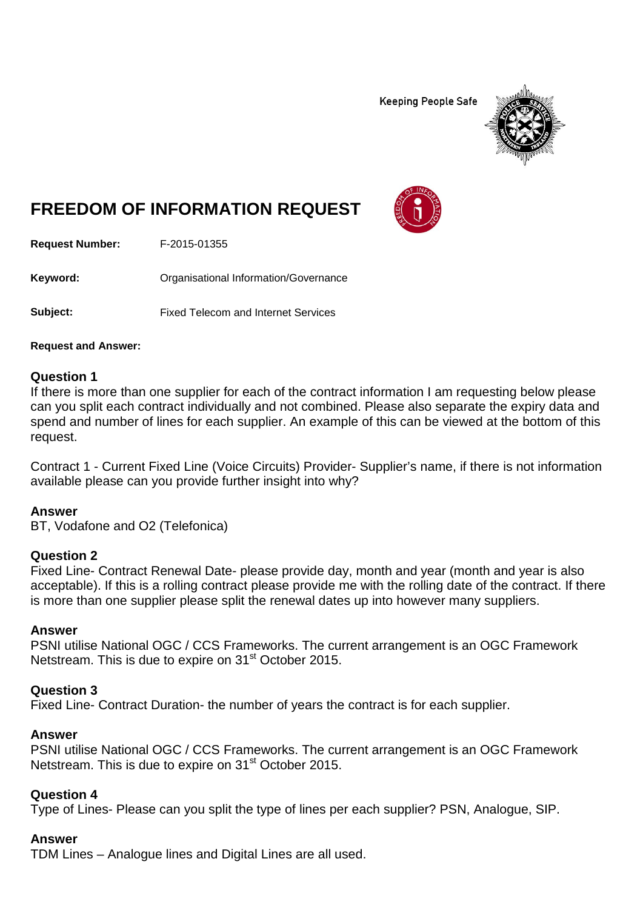Keeping People Safe

# FREEDOM OF INFORMATION REQUEST

**Request Number:** F-2015-01355

**Keyword:** Organisational Information/Governance

**Subject:** Fixed Telecom and Internet Services

**Request and Answer:**

## Question 1

If there is more than one supplier for each of the contract information I am requesting below please can you split each contract individually and not combined. Please also separate the expiry data and spend and number of lines for each supplier. An example of this can be viewed at the bottom of this request.

Contract 1 - Current Fixed Line (Voice Circuits) Provider- Supplier's name, if there is not information available please can you provide further insight into why?

## Answer

BT, Vodafone and O2 (Telefonica)

## Question 2

Fixed Line- Contract Renewal Date- please provide day, month and year (month and year is also acceptable). If this is a rolling contract please provide me with the rolling date of the contract. If there is more than one supplier please split the renewal dates up into however many suppliers.

## Answer

PSNI utilise National OGC / CCS Frameworks. The current arrangement is an OGC Framework Netstream. This is due to expire on 31st October 2015.

## Question 3

Fixed Line- Contract Duration- the number of years the contract is for each supplier.

## Answer

PSNI utilise National OGC / CCS Frameworks. The current arrangement is an OGC Framework Netstream. This is due to expire on 31st October 2015.

## Question 4

Type of Lines- Please can you split the type of lines per each supplier? PSN, Analogue, SIP.

## Answer

TDM Lines – Analogue lines and Digital Lines are all used.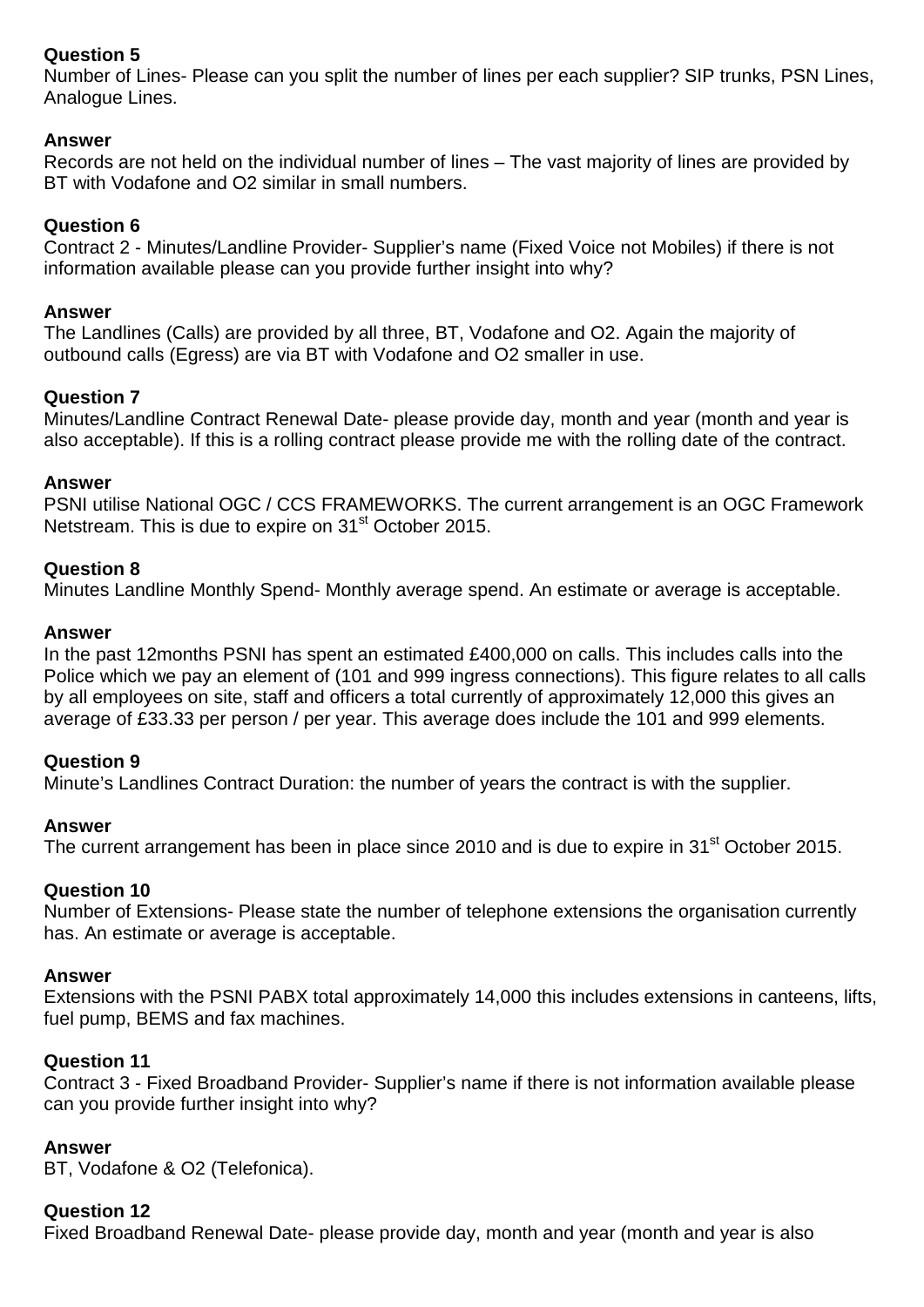**Question 5**

Number of Lines- Please can you split the number of lines per each supplier? SIP trunks, PSN Lines, Analogue Lines.

**Answer**

Records are not held on the individual number of lines – The vast majority of lines are provided by BT with Vodafone and O2 similar in small numbers.

**Question 6**

Contract 2 - Minutes/Landline Provider- Supplier's name (Fixed Voice not Mobiles) if there is not information available please can you provide further insight into why?

**Answer**

The Landlines (Calls) are provided by all three, BT, Vodafone and O2. Again the majority of outbound calls (Egress) are via BT with Vodafone and O2 smaller in use.

**Question 7**

Minutes/Landline Contract Renewal Date- please provide day, month and year (month and year is also acceptable). If this is a rolling contract please provide me with the rolling date of the contract.

**Answer**

PSNI utilise National OGC / CCS FRAMEWORKS. The current arrangement is an OGC Framework Netstream. This is due to expire on 31st October 2015.

**Question 8**

Minutes Landline Monthly Spend- Monthly average spend. An estimate or average is acceptable.

**Answer**

In the past 12months PSNI has spent an estimated £400,000 on calls. This includes calls into the Police which we pay an element of (101 and 999 ingress connections). This figure relates to all calls by all employees on site, staff and officers a total currently of approximately 12,000 this gives an average of £33.33 per person / per year. This average does include the 101 and 999 elements.

**Question 9**

Minute's Landlines Contract Duration: the number of years the contract is with the supplier.

**Answer**

The current arrangement has been in place since 2010 and is due to expire in 31st October 2015.

**Question 10**

Number of Extensions- Please state the number of telephone extensions the organisation currently has. An estimate or average is acceptable.

**Answer**

Extensions with the PSNI PABX total approximately 14,000 this includes extensions in canteens, lifts, fuel pump, BEMS and fax machines.

**Question 11**

Contract 3 - Fixed Broadband Provider- Supplier's name if there is not information available please can you provide further insight into why?

**Answer**

BT, Vodafone & O2 (Telefonica).

**Question 12**

Fixed Broadband Renewal Date- please provide day, month and year (month and year is also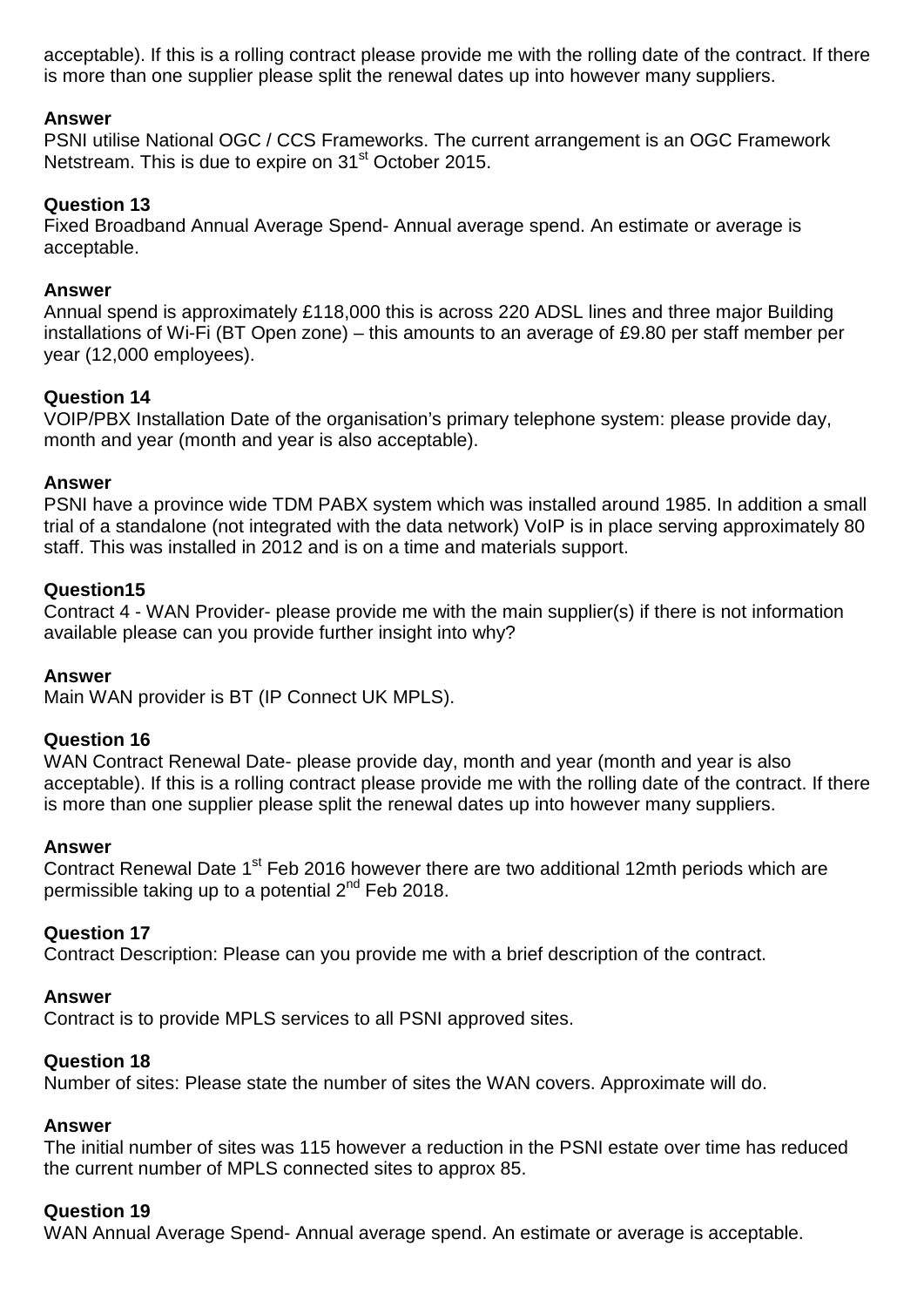acceptable). If this is a rolling contract please provide me with the rolling date of the contract. If there is more than one supplier please split the renewal dates up into however many suppliers.

**Answer**
PSNI utilise National OGC / CCS Frameworks. The current arrangement is an OGC Framework Netstream. This is due to expire on 31st October 2015.

**Question 13**
Fixed Broadband Annual Average Spend- Annual average spend. An estimate or average is acceptable.

**Answer**
Annual spend is approximately £118,000 this is across 220 ADSL lines and three major Building installations of Wi-Fi (BT Open zone) – this amounts to an average of £9.80 per staff member per year (12,000 employees).

**Question 14**
VOIP/PBX Installation Date of the organisation's primary telephone system: please provide day, month and year (month and year is also acceptable).

**Answer**
PSNI have a province wide TDM PABX system which was installed around 1985. In addition a small trial of a standalone (not integrated with the data network) VoIP is in place serving approximately 80 staff. This was installed in 2012 and is on a time and materials support.

**Question15**
Contract 4 - WAN Provider- please provide me with the main supplier(s) if there is not information available please can you provide further insight into why?

**Answer**
Main WAN provider is BT (IP Connect UK MPLS).

**Question 16**
WAN Contract Renewal Date- please provide day, month and year (month and year is also acceptable). If this is a rolling contract please provide me with the rolling date of the contract. If there is more than one supplier please split the renewal dates up into however many suppliers.

**Answer**
Contract Renewal Date 1st Feb 2016 however there are two additional 12mth periods which are permissible taking up to a potential 2nd Feb 2018.

**Question 17**
Contract Description: Please can you provide me with a brief description of the contract.

**Answer**
Contract is to provide MPLS services to all PSNI approved sites.

**Question 18**
Number of sites: Please state the number of sites the WAN covers. Approximate will do.

**Answer**
The initial number of sites was 115 however a reduction in the PSNI estate over time has reduced the current number of MPLS connected sites to approx 85.

**Question 19**
WAN Annual Average Spend- Annual average spend. An estimate or average is acceptable.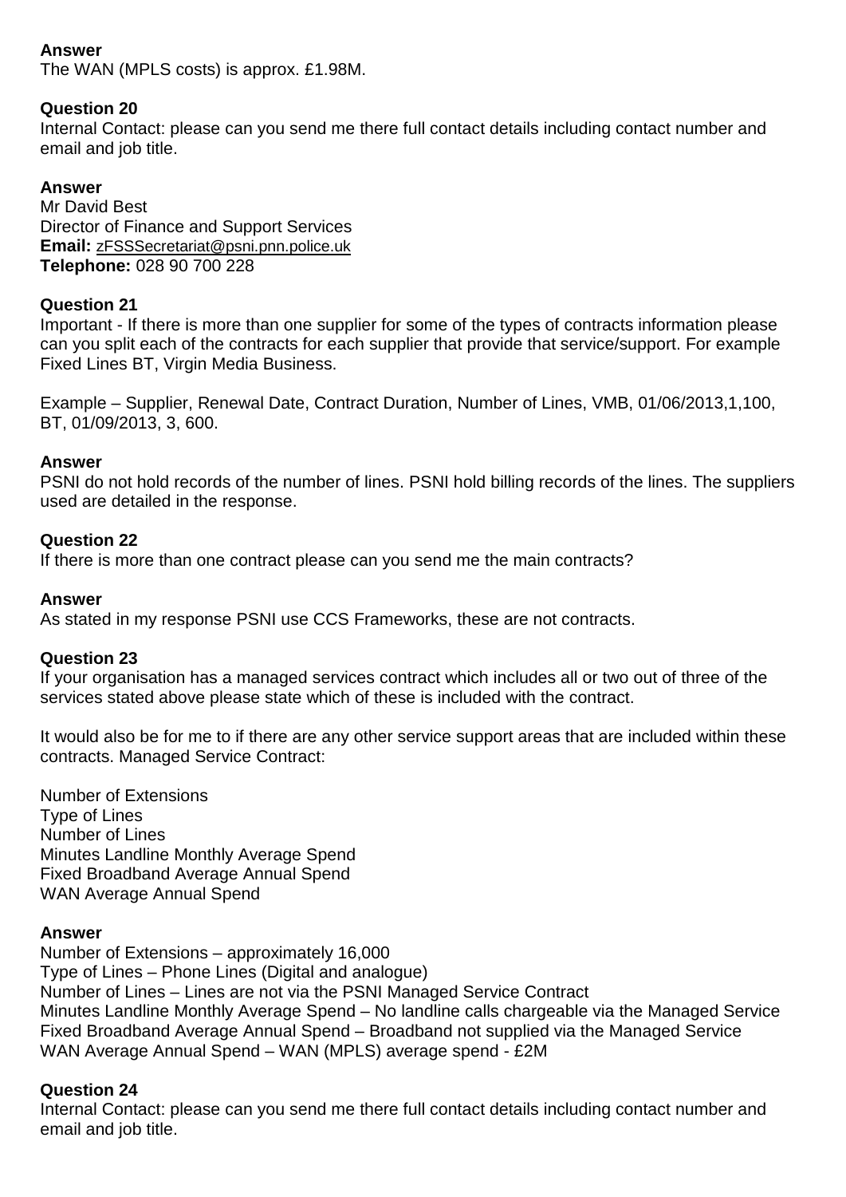**Answer**
The WAN (MPLS costs) is approx. £1.98M.

**Question 20**
Internal Contact: please can you send me there full contact details including contact number and email and job title.

**Answer**
Mr David Best
Director of Finance and Support Services
**Email:** zFSSSecretariat@psni.pnn.police.uk
**Telephone:** 028 90 700 228

**Question 21**
Important - If there is more than one supplier for some of the types of contracts information please can you split each of the contracts for each supplier that provide that service/support. For example Fixed Lines BT, Virgin Media Business.

Example – Supplier, Renewal Date, Contract Duration, Number of Lines, VMB, 01/06/2013,1,100, BT, 01/09/2013, 3, 600.

**Answer**
PSNI do not hold records of the number of lines. PSNI hold billing records of the lines. The suppliers used are detailed in the response.

**Question 22**
If there is more than one contract please can you send me the main contracts?

**Answer**
As stated in my response PSNI use CCS Frameworks, these are not contracts.

**Question 23**
If your organisation has a managed services contract which includes all or two out of three of the services stated above please state which of these is included with the contract.

It would also be for me to if there are any other service support areas that are included within these contracts. Managed Service Contract:

Number of Extensions
Type of Lines
Number of Lines
Minutes Landline Monthly Average Spend
Fixed Broadband Average Annual Spend
WAN Average Annual Spend

**Answer**
Number of Extensions – approximately 16,000
Type of Lines – Phone Lines (Digital and analogue)
Number of Lines – Lines are not via the PSNI Managed Service Contract
Minutes Landline Monthly Average Spend – No landline calls chargeable via the Managed Service
Fixed Broadband Average Annual Spend – Broadband not supplied via the Managed Service
WAN Average Annual Spend – WAN (MPLS) average spend - £2M

**Question 24**
Internal Contact: please can you send me there full contact details including contact number and email and job title.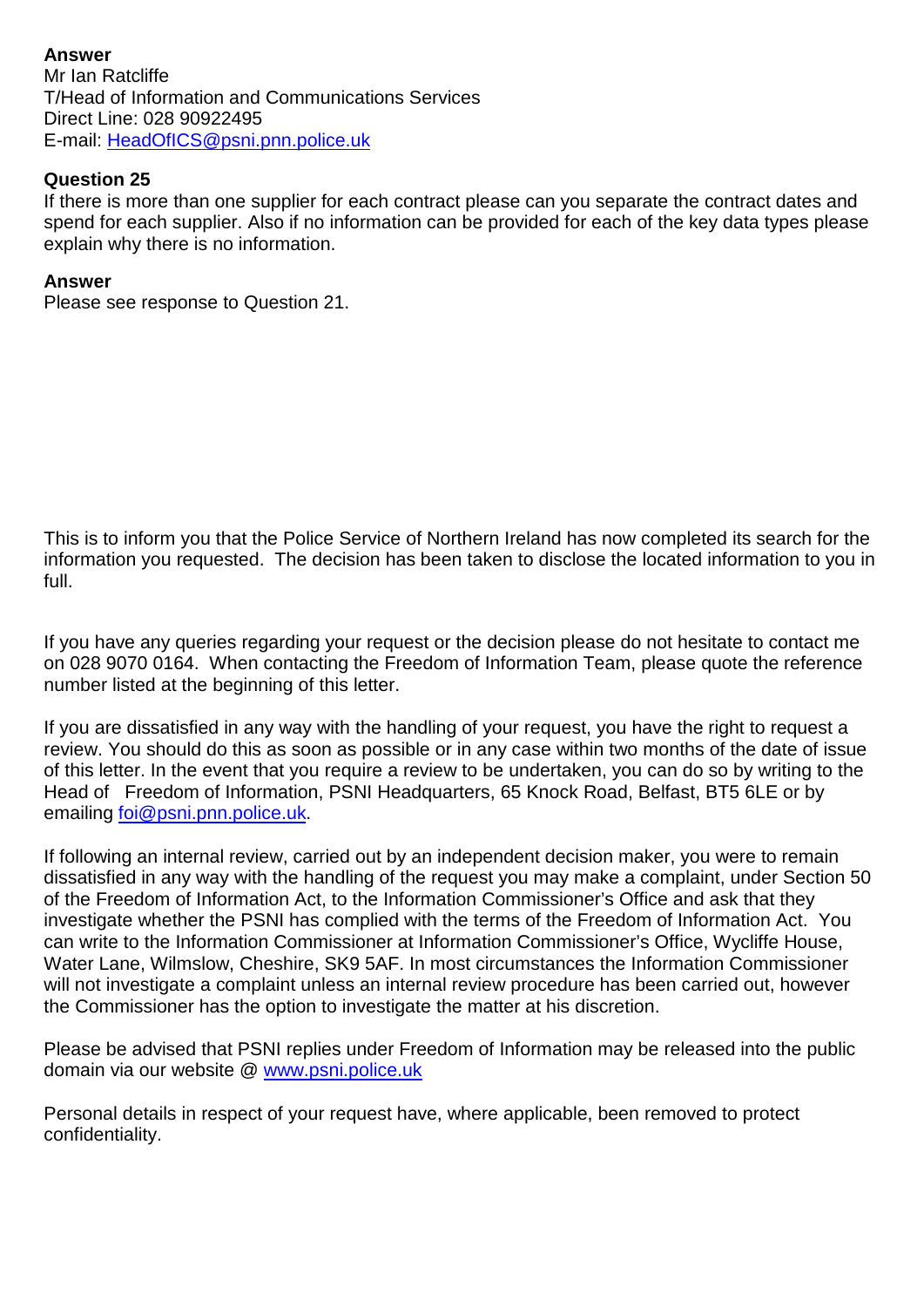**Answer**
Mr Ian Ratcliffe
T/Head of Information and Communications Services
Direct Line: 028 90922495
E-mail: HeadOfICS@psni.pnn.police.uk

**Question 25**
If there is more than one supplier for each contract please can you separate the contract dates and spend for each supplier. Also if no information can be provided for each of the key data types please explain why there is no information.

**Answer**
Please see response to Question 21.

This is to inform you that the Police Service of Northern Ireland has now completed its search for the information you requested. The decision has been taken to disclose the located information to you in full.

If you have any queries regarding your request or the decision please do not hesitate to contact me on 028 9070 0164. When contacting the Freedom of Information Team, please quote the reference number listed at the beginning of this letter.

If you are dissatisfied in any way with the handling of your request, you have the right to request a review. You should do this as soon as possible or in any case within two months of the date of issue of this letter. In the event that you require a review to be undertaken, you can do so by writing to the Head of Freedom of Information, PSNI Headquarters, 65 Knock Road, Belfast, BT5 6LE or by emailing foi@psni.pnn.police.uk.

If following an internal review, carried out by an independent decision maker, you were to remain dissatisfied in any way with the handling of the request you may make a complaint, under Section 50 of the Freedom of Information Act, to the Information Commissioner's Office and ask that they investigate whether the PSNI has complied with the terms of the Freedom of Information Act. You can write to the Information Commissioner at Information Commissioner's Office, Wycliffe House, Water Lane, Wilmslow, Cheshire, SK9 5AF. In most circumstances the Information Commissioner will not investigate a complaint unless an internal review procedure has been carried out, however the Commissioner has the option to investigate the matter at his discretion.

Please be advised that PSNI replies under Freedom of Information may be released into the public domain via our website @ www.psni.police.uk

Personal details in respect of your request have, where applicable, been removed to protect confidentiality.